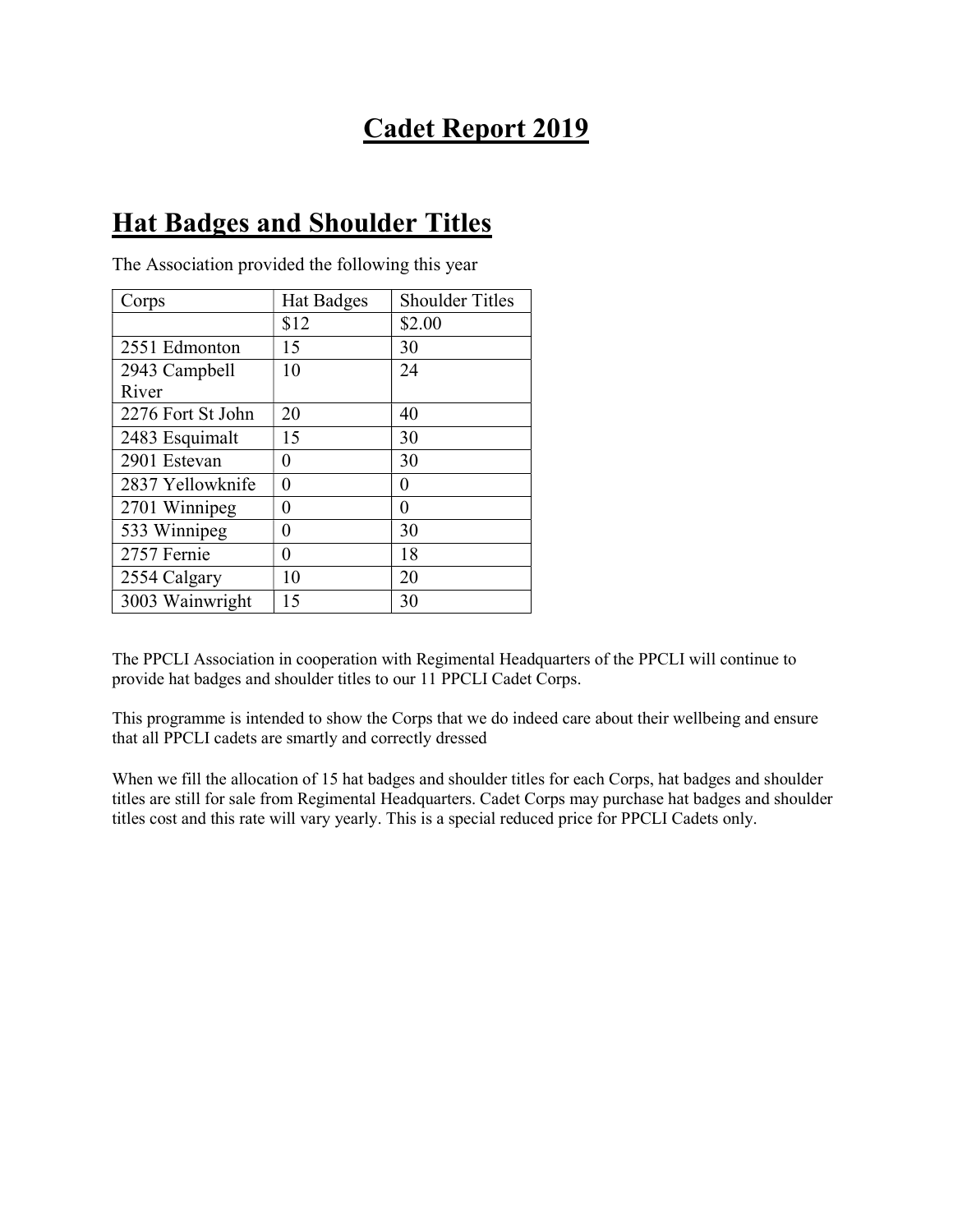# Cadet Report 2019

## Hat Badges and Shoulder Titles

The Association provided the following this year

| Corps | Hat Badges | Shoulder Titles |
|---|---|---|
| | $12 | $2.00 |
| 2551 Edmonton | 15 | 30 |
| 2943 Campbell River | 10 | 24 |
| 2276 Fort St John | 20 | 40 |
| 2483 Esquimalt | 15 | 30 |
| 2901 Estevan | 0 | 30 |
| 2837 Yellowknife | 0 | 0 |
| 2701 Winnipeg | 0 | 0 |
| 533 Winnipeg | 0 | 30 |
| 2757 Fernie | 0 | 18 |
| 2554 Calgary | 10 | 20 |
| 3003 Wainwright | 15 | 30 |

The PPCLI Association in cooperation with Regimental Headquarters of the PPCLI will continue to provide hat badges and shoulder titles to our 11 PPCLI Cadet Corps.

This programme is intended to show the Corps that we do indeed care about their wellbeing and ensure that all PPCLI cadets are smartly and correctly dressed

When we fill the allocation of 15 hat badges and shoulder titles for each Corps, hat badges and shoulder titles are still for sale from Regimental Headquarters. Cadet Corps may purchase hat badges and shoulder titles cost and this rate will vary yearly. This is a special reduced price for PPCLI Cadets only.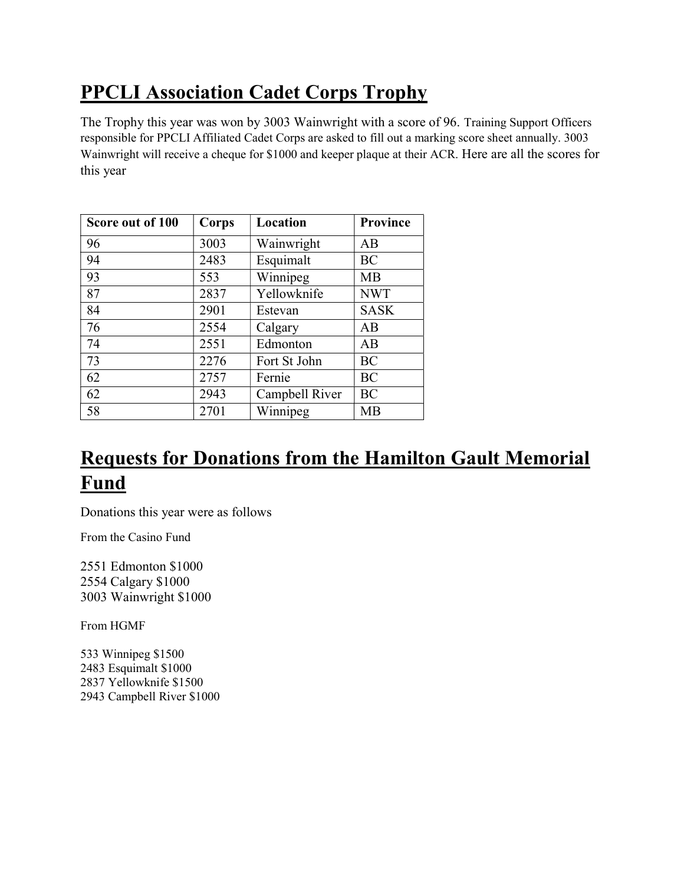# PPCLI Association Cadet Corps Trophy

The Trophy this year was won by 3003 Wainwright with a score of 96. Training Support Officers responsible for PPCLI Affiliated Cadet Corps are asked to fill out a marking score sheet annually. 3003 Wainwright will receive a cheque for $1000 and keeper plaque at their ACR. Here are all the scores for this year

| Score out of 100 | Corps | Location | Province |
|---|---|---|---|
| 96 | 3003 | Wainwright | AB |
| 94 | 2483 | Esquimalt | BC |
| 93 | 553 | Winnipeg | MB |
| 87 | 2837 | Yellowknife | NWT |
| 84 | 2901 | Estevan | SASK |
| 76 | 2554 | Calgary | AB |
| 74 | 2551 | Edmonton | AB |
| 73 | 2276 | Fort St John | BC |
| 62 | 2757 | Fernie | BC |
| 62 | 2943 | Campbell River | BC |
| 58 | 2701 | Winnipeg | MB |

# Requests for Donations from the Hamilton Gault Memorial Fund

Donations this year were as follows

From the Casino Fund

2551 Edmonton $1000
2554 Calgary $1000
3003 Wainwright $1000

From HGMF

533 Winnipeg $1500
2483 Esquimalt $1000
2837 Yellowknife $1500
2943 Campbell River $1000